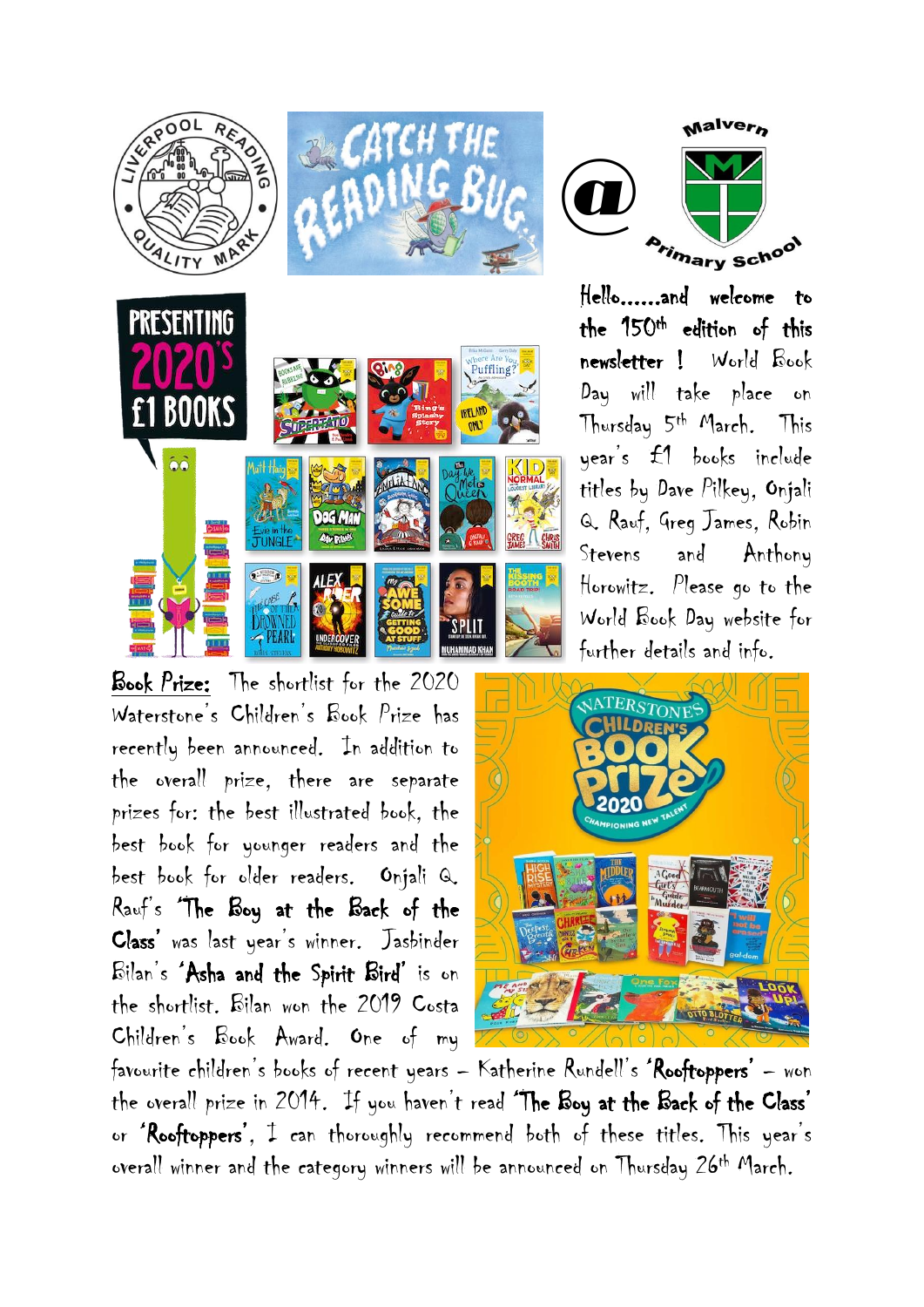Hello……and welcome to the 150th edition of this newsletter ! World Book Day will take place on Thursday 5th March. This year's £1 books include titles by Dave Pilkey, Onjali Q. Rauf, Greg James, Robin Stevens and Anthony Horowitz. Please go to the World Book Day website for further details and info.

**Book Prize:** The shortlist for the 2020 Waterstone's Children's Book Prize has recently been announced. In addition to the overall prize, there are separate prizes for: the best illustrated book, the best book for younger readers and the best book for older readers. Onjali Q. Rauf's **'The Boy at the Back of the Class'** was last year's winner. Jasbinder Bilan's **'Asha and the Spirit Bird'** is on the shortlist. Bilan won the 2019 Costa Children's Book Award. One of my favourite children's books of recent years – Katherine Rundell's **'Rooftoppers'** – won the overall prize in 2014. If you haven't read **'The Boy at the Back of the Class'** or **'Rooftoppers'**, I can thoroughly recommend both of these titles. This year's overall winner and the category winners will be announced on Thursday 26th March.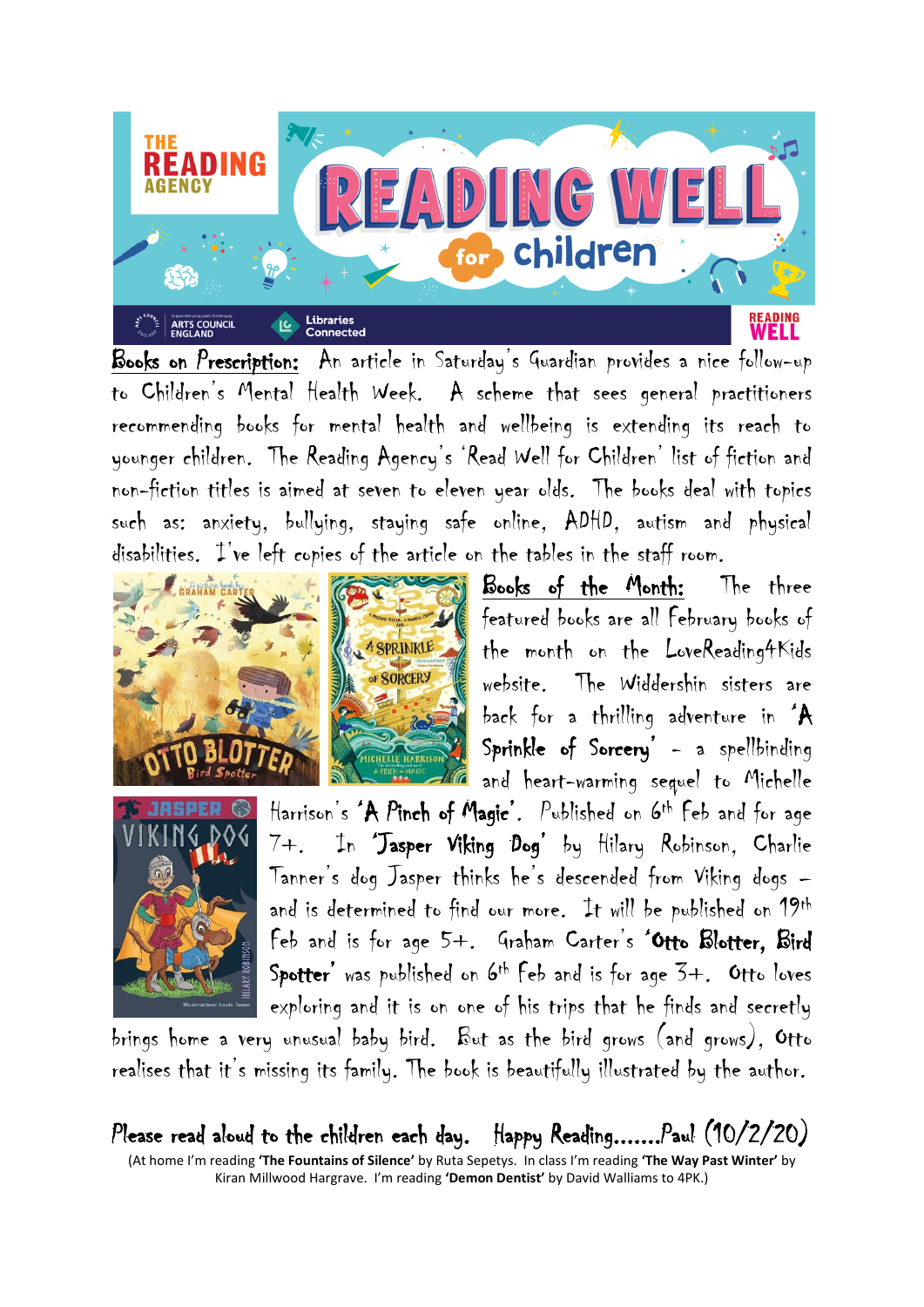**Books on Prescription:** An article in Saturday's Guardian provides a nice follow-up to Children's Mental Health Week. A scheme that sees general practitioners recommending books for mental health and wellbeing is extending its reach to younger children. The Reading Agency's 'Read Well for Children' list of fiction and non-fiction titles is aimed at seven to eleven year olds. The books deal with topics such as: anxiety, bullying, staying safe online, ADHD, autism and physical disabilities. I've left copies of the article on the tables in the staff room.

**Books of the Month:** The three featured books are all February books of the month on the LoveReading4Kids website. The Widdershin sisters are back for a thrilling adventure in **'A Sprinkle of Sorcery'** – a spellbinding and heart-warming sequel to Michelle Harrison's **'A Pinch of Magic'**. Published on 6th Feb and for age 7+. In **'Jasper Viking Dog'** by Hilary Robinson, Charlie Tanner's dog Jasper thinks he's descended from Viking dogs – and is determined to find our more. It will be published on 19th Feb and is for age 5+. Graham Carter's **'Otto Blotter, Bird Spotter'** was published on 6th Feb and is for age 3+. Otto loves exploring and it is on one of his trips that he finds and secretly brings home a very unusual baby bird. But as the bird grows (and grows), Otto realises that it's missing its family. The book is beautifully illustrated by the author.

**Please read aloud to the children each day.** Happy Reading…….Paul (10/2/20)

(At home I'm reading **'The Fountains of Silence'** by Ruta Sepetys. In class I'm reading **'The Way Past Winter'** by Kiran Millwood Hargrave. I'm reading **'Demon Dentist'** by David Walliams to 4PK.)